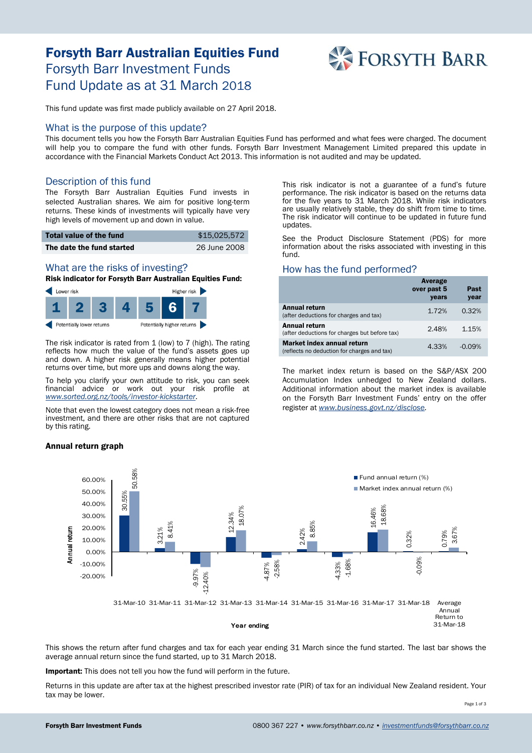# Forsyth Barr Australian Equities Fund

## Forsyth Barr Investment Funds
## Fund Update as at 31 March 2018

This fund update was first made publicly available on 27 April 2018.

## What is the purpose of this update?

This document tells you how the Forsyth Barr Australian Equities Fund has performed and what fees were charged. The document will help you to compare the fund with other funds. Forsyth Barr Investment Management Limited prepared this update in accordance with the Financial Markets Conduct Act 2013. This information is not audited and may be updated.

## Description of this fund

The Forsyth Barr Australian Equities Fund invests in selected Australian shares. We aim for positive long-term returns. These kinds of investments will typically have very high levels of movement up and down in value.

| | |
|---|---|
| **Total value of the fund** | $15,025,572 |
| **The date the fund started** | 26 June 2008 |

## What are the risks of investing?

**Risk indicator for Forsyth Barr Australian Equities Fund:**

Lower risk — Higher risk

| 1 | 2 | 3 | 4 | 5 | **6** | 7 |
|---|---|---|---|---|---|---|

Potentially lower returns — Potentially higher returns

The risk indicator is rated from 1 (low) to 7 (high). The rating reflects how much the value of the fund's assets goes up and down. A higher risk generally means higher potential returns over time, but more ups and downs along the way.

To help you clarify your own attitude to risk, you can seek financial advice or work out your risk profile at *www.sorted.org.nz/tools/investor-kickstarter*.

Note that even the lowest category does not mean a risk-free investment, and there are other risks that are not captured by this rating.

This risk indicator is not a guarantee of a fund's future performance. The risk indicator is based on the returns data for the five years to 31 March 2018. While risk indicators are usually relatively stable, they do shift from time to time. The risk indicator will continue to be updated in future fund updates.

See the Product Disclosure Statement (PDS) for more information about the risks associated with investing in this fund.

## How has the fund performed?

| | Average over past 5 years | Past year |
|---|---|---|
| **Annual return** (after deductions for charges and tax) | 1.72% | 0.32% |
| **Annual return** (after deductions for charges but before tax) | 2.48% | 1.15% |
| **Market index annual return** (reflects no deduction for charges and tax) | 4.33% | -0.09% |

The market index return is based on the S&P/ASX 200 Accumulation Index unhedged to New Zealand dollars. Additional information about the market index is available on the Forsyth Barr Investment Funds' entry on the offer register at *www.business.govt.nz/disclose*.

**Annual return graph**

| Year ending | Fund annual return (%) | Market index annual return (%) |
|---|---|---|
| 31-Mar-10 | 30.55% | 50.58% |
| 31-Mar-11 | 3.21% | 8.41% |
| 31-Mar-12 | -9.97% | -12.40% |
| 31-Mar-13 | 12.34% | 18.07% |
| 31-Mar-14 | -4.87% | -2.58% |
| 31-Mar-15 | 2.42% | 8.85% |
| 31-Mar-16 | -4.33% | -1.68% |
| 31-Mar-17 | 16.46% | 18.68% |
| 31-Mar-18 | 0.32% | -0.09% |
| Average Annual Return to 31-Mar-18 | 0.79% | 3.67% |

This shows the return after fund charges and tax for each year ending 31 March since the fund started. The last bar shows the average annual return since the fund started, up to 31 March 2018.

**Important:** This does not tell you how the fund will perform in the future.

Returns in this update are after tax at the highest prescribed investor rate (PIR) of tax for an individual New Zealand resident. Your tax may be lower.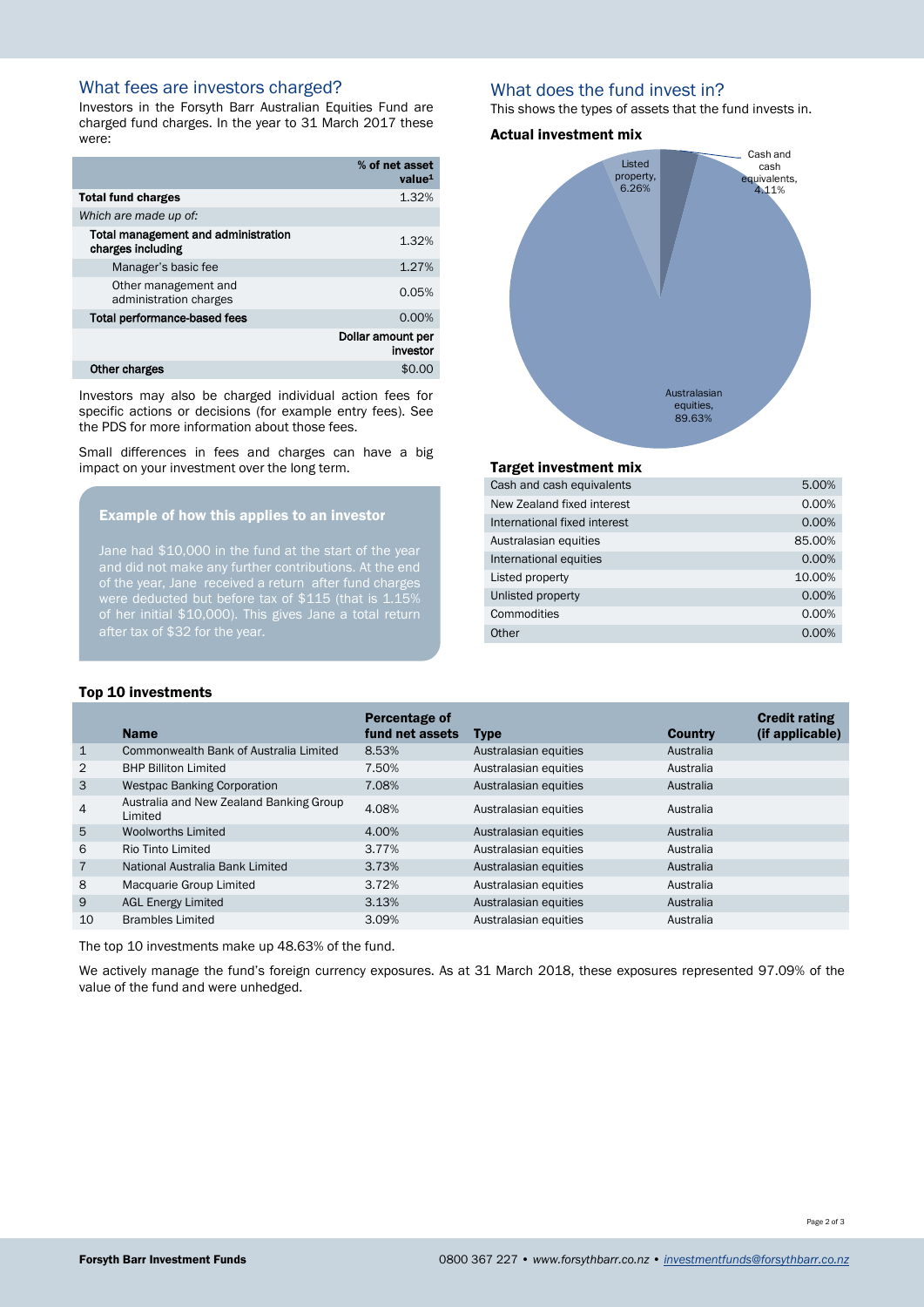## What fees are investors charged?

Investors in the Forsyth Barr Australian Equities Fund are charged fund charges. In the year to 31 March 2017 these were:

| | % of net asset value[1] |
|---|---|
| **Total fund charges** | 1.32% |
| *Which are made up of:* | |
| **Total management and administration charges including** | 1.32% |
| Manager's basic fee | 1.27% |
| Other management and administration charges | 0.05% |
| **Total performance-based fees** | 0.00% |
| | **Dollar amount per investor** |
| **Other charges** | $0.00 |

Investors may also be charged individual action fees for specific actions or decisions (for example entry fees). See the PDS for more information about those fees.

Small differences in fees and charges can have a big impact on your investment over the long term.

### Example of how this applies to an investor

Jane had $10,000 in the fund at the start of the year and did not make any further contributions. At the end of the year, Jane received a return after fund charges were deducted but before tax of $115 (that is 1.15% of her initial $10,000). This gives Jane a total return after tax of $32 for the year.

## What does the fund invest in?

This shows the types of assets that the fund invests in.

### Actual investment mix

- Listed property, 6.26%
- Cash and cash equivalents, 4.11%
- Australasian equities, 89.63%

### Target investment mix

| | |
|---|---|
| Cash and cash equivalents | 5.00% |
| New Zealand fixed interest | 0.00% |
| International fixed interest | 0.00% |
| Australasian equities | 85.00% |
| International equities | 0.00% |
| Listed property | 10.00% |
| Unlisted property | 0.00% |
| Commodities | 0.00% |
| Other | 0.00% |

### Top 10 investments

| | Name | Percentage of fund net assets | Type | Country | Credit rating (if applicable) |
|---|---|---|---|---|---|
| 1 | Commonwealth Bank of Australia Limited | 8.53% | Australasian equities | Australia | |
| 2 | BHP Billiton Limited | 7.50% | Australasian equities | Australia | |
| 3 | Westpac Banking Corporation | 7.08% | Australasian equities | Australia | |
| 4 | Australia and New Zealand Banking Group Limited | 4.08% | Australasian equities | Australia | |
| 5 | Woolworths Limited | 4.00% | Australasian equities | Australia | |
| 6 | Rio Tinto Limited | 3.77% | Australasian equities | Australia | |
| 7 | National Australia Bank Limited | 3.73% | Australasian equities | Australia | |
| 8 | Macquarie Group Limited | 3.72% | Australasian equities | Australia | |
| 9 | AGL Energy Limited | 3.13% | Australasian equities | Australia | |
| 10 | Brambles Limited | 3.09% | Australasian equities | Australia | |

The top 10 investments make up 48.63% of the fund.

We actively manage the fund's foreign currency exposures. As at 31 March 2018, these exposures represented 97.09% of the value of the fund and were unhedged.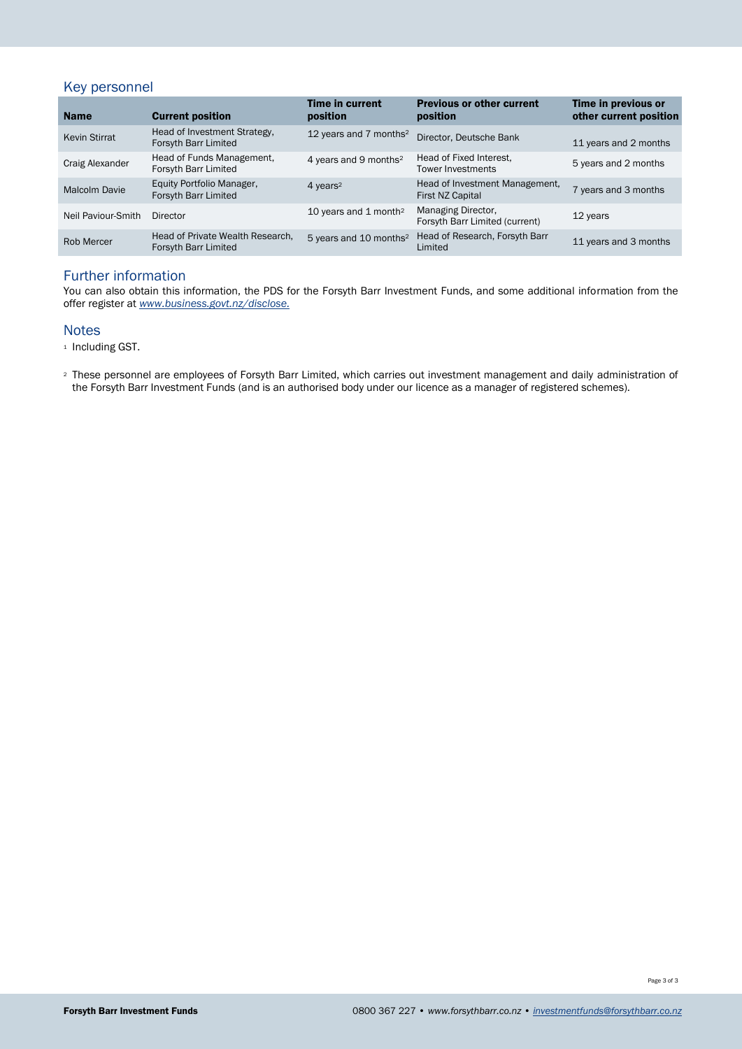## Key personnel

| Name | Current position | Time in current position | Previous or other current position | Time in previous or other current position |
| --- | --- | --- | --- | --- |
| Kevin Stirrat | Head of Investment Strategy, Forsyth Barr Limited | 12 years and 7 months[2] | Director, Deutsche Bank | 11 years and 2 months |
| Craig Alexander | Head of Funds Management, Forsyth Barr Limited | 4 years and 9 months[2] | Head of Fixed Interest, Tower Investments | 5 years and 2 months |
| Malcolm Davie | Equity Portfolio Manager, Forsyth Barr Limited | 4 years[2] | Head of Investment Management, First NZ Capital | 7 years and 3 months |
| Neil Paviour-Smith | Director | 10 years and 1 month[2] | Managing Director, Forsyth Barr Limited (current) | 12 years |
| Rob Mercer | Head of Private Wealth Research, Forsyth Barr Limited | 5 years and 10 months[2] | Head of Research, Forsyth Barr Limited | 11 years and 3 months |

## Further information

You can also obtain this information, the PDS for the Forsyth Barr Investment Funds, and some additional information from the offer register at *www.business.govt.nz/disclose.*

## Notes

[1] Including GST.

[2] These personnel are employees of Forsyth Barr Limited, which carries out investment management and daily administration of the Forsyth Barr Investment Funds (and is an authorised body under our licence as a manager of registered schemes).

**Forsyth Barr Investment Funds** 0800 367 227 • *www.forsythbarr.co.nz* • *investmentfunds@forsythbarr.co.nz*